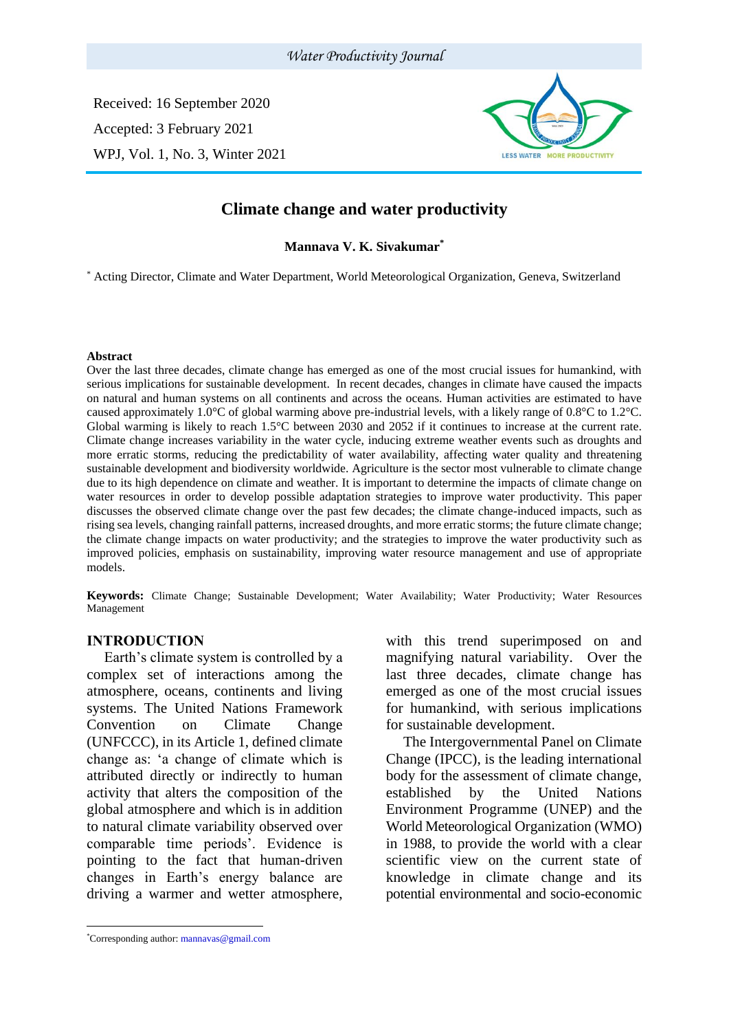Received: 16 September 2020

Accepted: 3 February 2021

# Climate change and water productivity

**Mannava V. K. Sivakumar***

\* Acting Director, Climate and Water Department, World Meteorological Organization, Geneva, Switzerland

**Abstract**

Over the last three decades, climate change has emerged as one of the most crucial issues for humankind, with serious implications for sustainable development. In recent decades, changes in climate have caused the impacts on natural and human systems on all continents and across the oceans. Human activities are estimated to have caused approximately 1.0°C of global warming above pre-industrial levels, with a likely range of 0.8°C to 1.2°C. Global warming is likely to reach 1.5°C between 2030 and 2052 if it continues to increase at the current rate. Climate change increases variability in the water cycle, inducing extreme weather events such as droughts and more erratic storms, reducing the predictability of water availability, affecting water quality and threatening sustainable development and biodiversity worldwide. Agriculture is the sector most vulnerable to climate change due to its high dependence on climate and weather. It is important to determine the impacts of climate change on water resources in order to develop possible adaptation strategies to improve water productivity. This paper discusses the observed climate change over the past few decades; the climate change-induced impacts, such as rising sea levels, changing rainfall patterns, increased droughts, and more erratic storms; the future climate change; the climate change impacts on water productivity; and the strategies to improve the water productivity such as improved policies, emphasis on sustainability, improving water resource management and use of appropriate models.

**Keywords:** Climate Change; Sustainable Development; Water Availability; Water Productivity; Water Resources Management

## INTRODUCTION

Earth's climate system is controlled by a complex set of interactions among the atmosphere, oceans, continents and living systems. The United Nations Framework Convention on Climate Change (UNFCCC), in its Article 1, defined climate change as: 'a change of climate which is attributed directly or indirectly to human activity that alters the composition of the global atmosphere and which is in addition to natural climate variability observed over comparable time periods'. Evidence is pointing to the fact that human-driven changes in Earth's energy balance are driving a warmer and wetter atmosphere, with this trend superimposed on and magnifying natural variability. Over the last three decades, climate change has emerged as one of the most crucial issues for humankind, with serious implications for sustainable development.

The Intergovernmental Panel on Climate Change (IPCC), is the leading international body for the assessment of climate change, established by the United Nations Environment Programme (UNEP) and the World Meteorological Organization (WMO) in 1988, to provide the world with a clear scientific view on the current state of knowledge in climate change and its potential environmental and socio-economic

\*Corresponding author: mannavas@gmail.com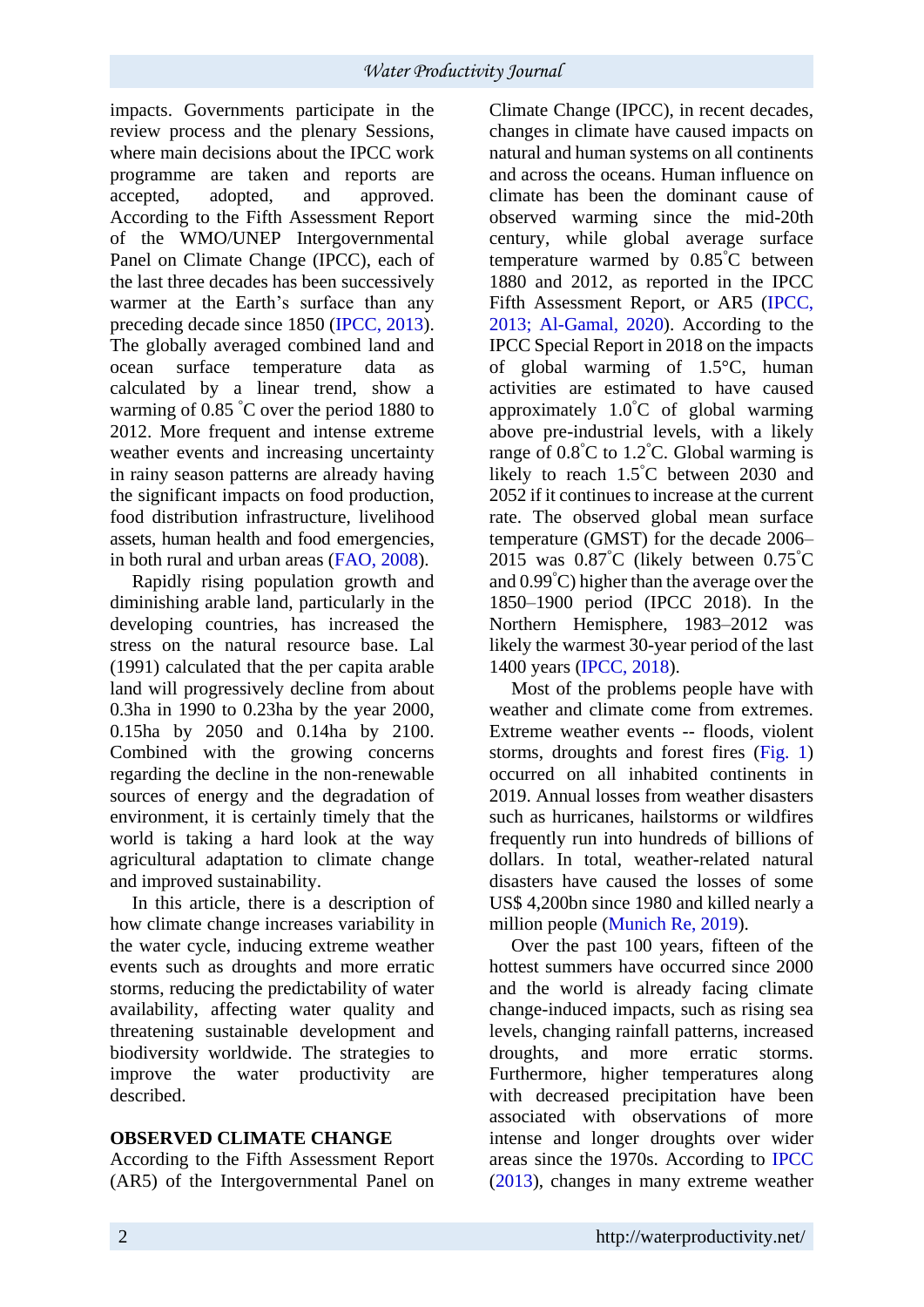impacts. Governments participate in the review process and the plenary Sessions, where main decisions about the IPCC work programme are taken and reports are accepted, adopted, and approved. According to the Fifth Assessment Report of the WMO/UNEP Intergovernmental Panel on Climate Change (IPCC), each of the last three decades has been successively warmer at the Earth's surface than any preceding decade since 1850 (IPCC, 2013). The globally averaged combined land and ocean surface temperature data as calculated by a linear trend, show a warming of 0.85 ˚C over the period 1880 to 2012. More frequent and intense extreme weather events and increasing uncertainty in rainy season patterns are already having the significant impacts on food production, food distribution infrastructure, livelihood assets, human health and food emergencies, in both rural and urban areas (FAO, 2008).

Rapidly rising population growth and diminishing arable land, particularly in the developing countries, has increased the stress on the natural resource base. Lal (1991) calculated that the per capita arable land will progressively decline from about 0.3ha in 1990 to 0.23ha by the year 2000, 0.15ha by 2050 and 0.14ha by 2100. Combined with the growing concerns regarding the decline in the non-renewable sources of energy and the degradation of environment, it is certainly timely that the world is taking a hard look at the way agricultural adaptation to climate change and improved sustainability.

In this article, there is a description of how climate change increases variability in the water cycle, inducing extreme weather events such as droughts and more erratic storms, reducing the predictability of water availability, affecting water quality and threatening sustainable development and biodiversity worldwide. The strategies to improve the water productivity are described.

## OBSERVED CLIMATE CHANGE

According to the Fifth Assessment Report (AR5) of the Intergovernmental Panel on Climate Change (IPCC), in recent decades, changes in climate have caused impacts on natural and human systems on all continents and across the oceans. Human influence on climate has been the dominant cause of observed warming since the mid-20th century, while global average surface temperature warmed by 0.85˚C between 1880 and 2012, as reported in the IPCC Fifth Assessment Report, or AR5 (IPCC, 2013; Al-Gamal, 2020). According to the IPCC Special Report in 2018 on the impacts of global warming of 1.5°C, human activities are estimated to have caused approximately 1.0˚C of global warming above pre-industrial levels, with a likely range of 0.8˚C to 1.2˚C. Global warming is likely to reach 1.5˚C between 2030 and 2052 if it continues to increase at the current rate. The observed global mean surface temperature (GMST) for the decade 2006–2015 was 0.87˚C (likely between 0.75˚C and 0.99˚C) higher than the average over the 1850–1900 period (IPCC 2018). In the Northern Hemisphere, 1983–2012 was likely the warmest 30-year period of the last 1400 years (IPCC, 2018).

Most of the problems people have with weather and climate come from extremes. Extreme weather events -- floods, violent storms, droughts and forest fires (Fig. 1) occurred on all inhabited continents in 2019. Annual losses from weather disasters such as hurricanes, hailstorms or wildfires frequently run into hundreds of billions of dollars. In total, weather-related natural disasters have caused the losses of some US$ 4,200bn since 1980 and killed nearly a million people (Munich Re, 2019).

Over the past 100 years, fifteen of the hottest summers have occurred since 2000 and the world is already facing climate change-induced impacts, such as rising sea levels, changing rainfall patterns, increased droughts, and more erratic storms. Furthermore, higher temperatures along with decreased precipitation have been associated with observations of more intense and longer droughts over wider areas since the 1970s. According to IPCC (2013), changes in many extreme weather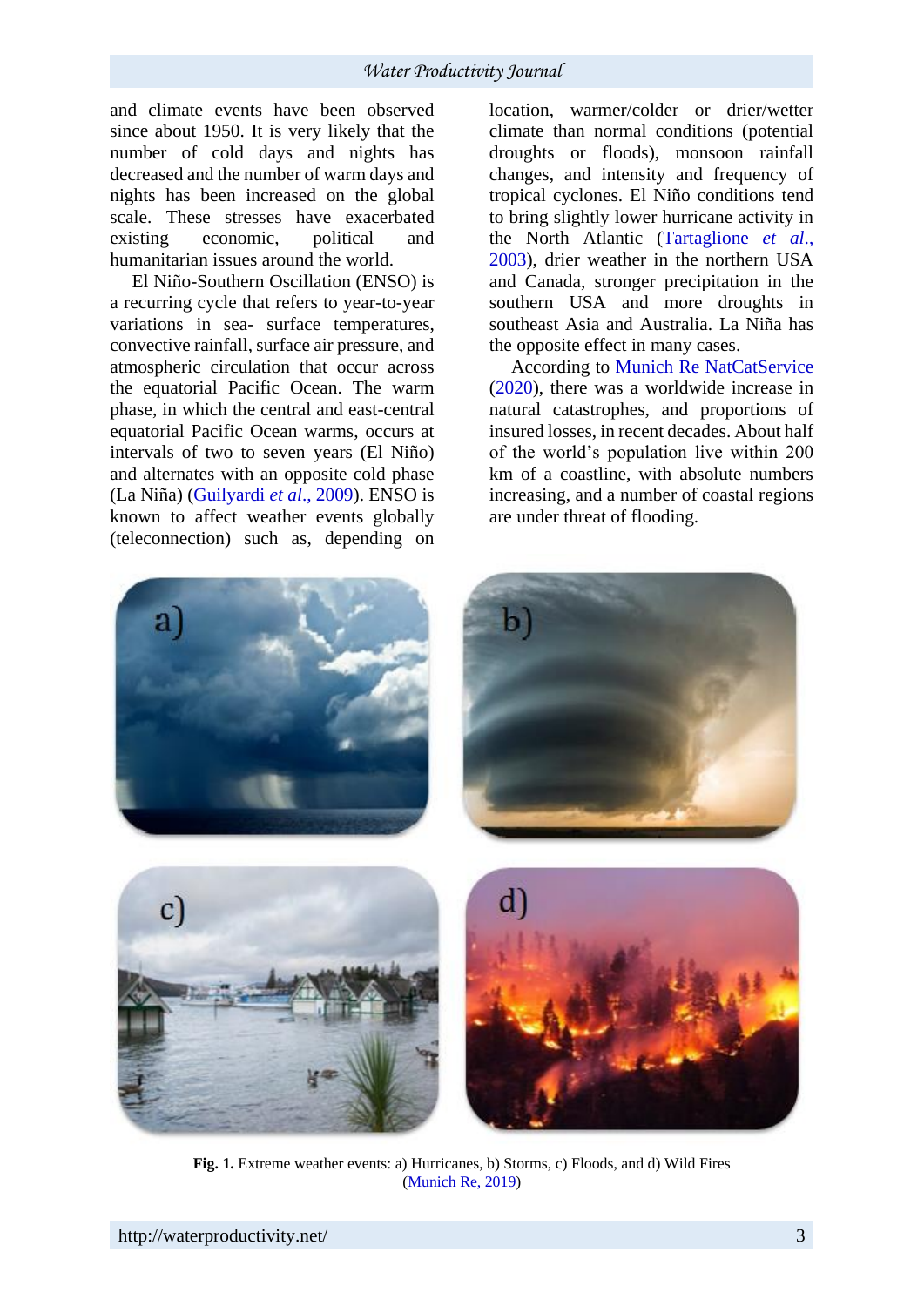and climate events have been observed since about 1950. It is very likely that the number of cold days and nights has decreased and the number of warm days and nights has been increased on the global scale. These stresses have exacerbated existing economic, political and humanitarian issues around the world.

El Niño-Southern Oscillation (ENSO) is a recurring cycle that refers to year-to-year variations in sea- surface temperatures, convective rainfall, surface air pressure, and atmospheric circulation that occur across the equatorial Pacific Ocean. The warm phase, in which the central and east-central equatorial Pacific Ocean warms, occurs at intervals of two to seven years (El Niño) and alternates with an opposite cold phase (La Niña) (Guilyardi *et al*., 2009). ENSO is known to affect weather events globally (teleconnection) such as, depending on location, warmer/colder or drier/wetter climate than normal conditions (potential droughts or floods), monsoon rainfall changes, and intensity and frequency of tropical cyclones. El Niño conditions tend to bring slightly lower hurricane activity in the North Atlantic (Tartaglione *et al*., 2003), drier weather in the northern USA and Canada, stronger precipitation in the southern USA and more droughts in southeast Asia and Australia. La Niña has the opposite effect in many cases.

According to Munich Re NatCatService (2020), there was a worldwide increase in natural catastrophes, and proportions of insured losses, in recent decades. About half of the world's population live within 200 km of a coastline, with absolute numbers increasing, and a number of coastal regions are under threat of flooding.

**Fig. 1.** Extreme weather events: a) Hurricanes, b) Storms, c) Floods, and d) Wild Fires (Munich Re, 2019)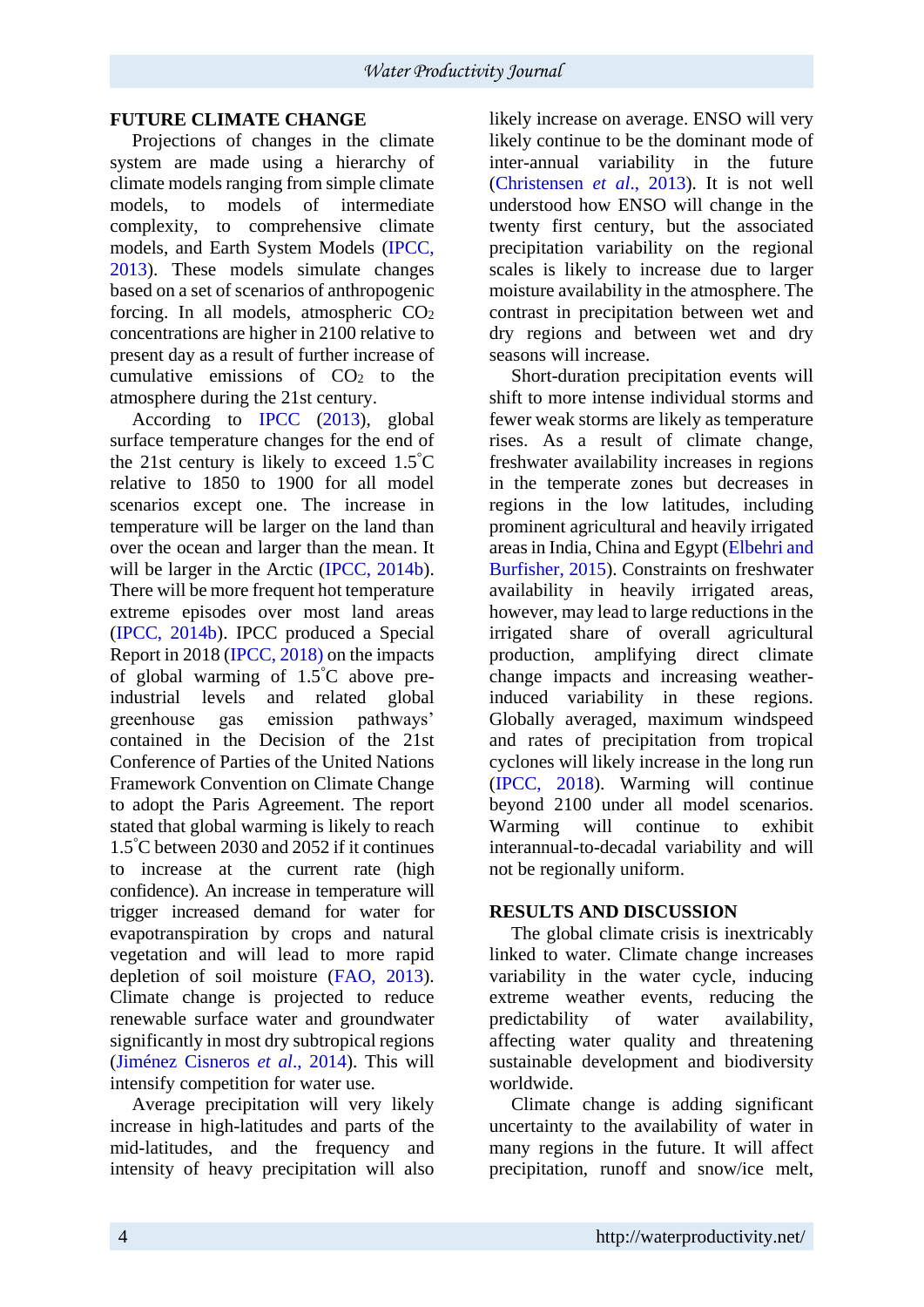## FUTURE CLIMATE CHANGE

Projections of changes in the climate system are made using a hierarchy of climate models ranging from simple climate models, to models of intermediate complexity, to comprehensive climate models, and Earth System Models (IPCC, 2013). These models simulate changes based on a set of scenarios of anthropogenic forcing. In all models, atmospheric $CO_2$ concentrations are higher in 2100 relative to present day as a result of further increase of cumulative emissions of $CO_2$ to the atmosphere during the 21st century.

According to IPCC (2013), global surface temperature changes for the end of the 21st century is likely to exceed 1.5°C relative to 1850 to 1900 for all model scenarios except one. The increase in temperature will be larger on the land than over the ocean and larger than the mean. It will be larger in the Arctic (IPCC, 2014b). There will be more frequent hot temperature extreme episodes over most land areas (IPCC, 2014b). IPCC produced a Special Report in 2018 (IPCC, 2018) on the impacts of global warming of 1.5°C above pre-industrial levels and related global greenhouse gas emission pathways' contained in the Decision of the 21st Conference of Parties of the United Nations Framework Convention on Climate Change to adopt the Paris Agreement. The report stated that global warming is likely to reach 1.5°C between 2030 and 2052 if it continues to increase at the current rate (high confidence). An increase in temperature will trigger increased demand for water for evapotranspiration by crops and natural vegetation and will lead to more rapid depletion of soil moisture (FAO, 2013). Climate change is projected to reduce renewable surface water and groundwater significantly in most dry subtropical regions (Jiménez Cisneros *et al*., 2014). This will intensify competition for water use.

Average precipitation will very likely increase in high-latitudes and parts of the mid-latitudes, and the frequency and intensity of heavy precipitation will also likely increase on average. ENSO will very likely continue to be the dominant mode of inter-annual variability in the future (Christensen *et al*., 2013). It is not well understood how ENSO will change in the twenty first century, but the associated precipitation variability on the regional scales is likely to increase due to larger moisture availability in the atmosphere. The contrast in precipitation between wet and dry regions and between wet and dry seasons will increase.

Short-duration precipitation events will shift to more intense individual storms and fewer weak storms are likely as temperature rises. As a result of climate change, freshwater availability increases in regions in the temperate zones but decreases in regions in the low latitudes, including prominent agricultural and heavily irrigated areas in India, China and Egypt (Elbehri and Burfisher, 2015). Constraints on freshwater availability in heavily irrigated areas, however, may lead to large reductions in the irrigated share of overall agricultural production, amplifying direct climate change impacts and increasing weather-induced variability in these regions. Globally averaged, maximum windspeed and rates of precipitation from tropical cyclones will likely increase in the long run (IPCC, 2018). Warming will continue beyond 2100 under all model scenarios. Warming will continue to exhibit interannual-to-decadal variability and will not be regionally uniform.

## RESULTS AND DISCUSSION

The global climate crisis is inextricably linked to water. Climate change increases variability in the water cycle, inducing extreme weather events, reducing the predictability of water availability, affecting water quality and threatening sustainable development and biodiversity worldwide.

Climate change is adding significant uncertainty to the availability of water in many regions in the future. It will affect precipitation, runoff and snow/ice melt,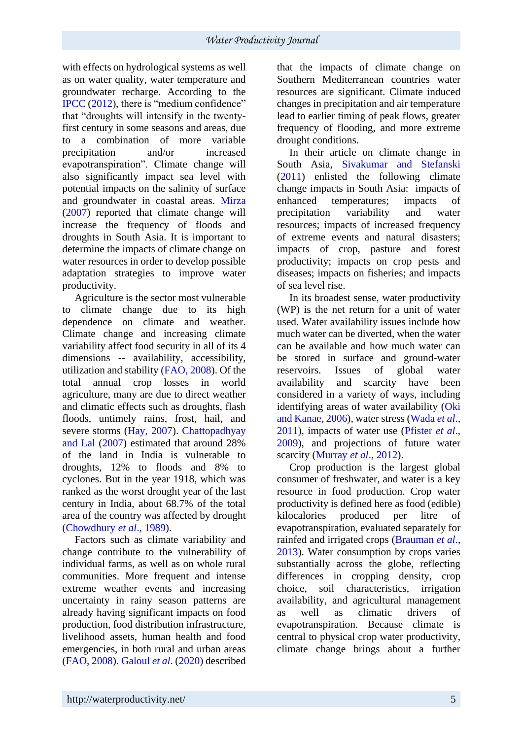with effects on hydrological systems as well as on water quality, water temperature and groundwater recharge. According to the IPCC (2012), there is "medium confidence" that "droughts will intensify in the twenty-first century in some seasons and areas, due to a combination of more variable precipitation and/or increased evapotranspiration". Climate change will also significantly impact sea level with potential impacts on the salinity of surface and groundwater in coastal areas. Mirza (2007) reported that climate change will increase the frequency of floods and droughts in South Asia. It is important to determine the impacts of climate change on water resources in order to develop possible adaptation strategies to improve water productivity.

Agriculture is the sector most vulnerable to climate change due to its high dependence on climate and weather. Climate change and increasing climate variability affect food security in all of its 4 dimensions -- availability, accessibility, utilization and stability (FAO, 2008). Of the total annual crop losses in world agriculture, many are due to direct weather and climatic effects such as droughts, flash floods, untimely rains, frost, hail, and severe storms (Hay, 2007). Chattopadhyay and Lal (2007) estimated that around 28% of the land in India is vulnerable to droughts, 12% to floods and 8% to cyclones. But in the year 1918, which was ranked as the worst drought year of the last century in India, about 68.7% of the total area of the country was affected by drought (Chowdhury *et al*., 1989).

Factors such as climate variability and change contribute to the vulnerability of individual farms, as well as on whole rural communities. More frequent and intense extreme weather events and increasing uncertainty in rainy season patterns are already having significant impacts on food production, food distribution infrastructure, livelihood assets, human health and food emergencies, in both rural and urban areas (FAO, 2008). Galoul *et al*. (2020) described that the impacts of climate change on Southern Mediterranean countries water resources are significant. Climate induced changes in precipitation and air temperature lead to earlier timing of peak flows, greater frequency of flooding, and more extreme drought conditions.

In their article on climate change in South Asia, Sivakumar and Stefanski (2011) enlisted the following climate change impacts in South Asia: impacts of enhanced temperatures; impacts of precipitation variability and water resources; impacts of increased frequency of extreme events and natural disasters; impacts of crop, pasture and forest productivity; impacts on crop pests and diseases; impacts on fisheries; and impacts of sea level rise.

In its broadest sense, water productivity (WP) is the net return for a unit of water used. Water availability issues include how much water can be diverted, when the water can be available and how much water can be stored in surface and ground-water reservoirs. Issues of global water availability and scarcity have been considered in a variety of ways, including identifying areas of water availability (Oki and Kanae, 2006), water stress (Wada *et al*., 2011), impacts of water use (Pfister *et al*., 2009), and projections of future water scarcity (Murray *et al*., 2012).

Crop production is the largest global consumer of freshwater, and water is a key resource in food production. Crop water productivity is defined here as food (edible) kilocalories produced per litre of evapotranspiration, evaluated separately for rainfed and irrigated crops (Brauman *et al*., 2013). Water consumption by crops varies substantially across the globe, reflecting differences in cropping density, crop choice, soil characteristics, irrigation availability, and agricultural management as well as climatic drivers of evapotranspiration. Because climate is central to physical crop water productivity, climate change brings about a further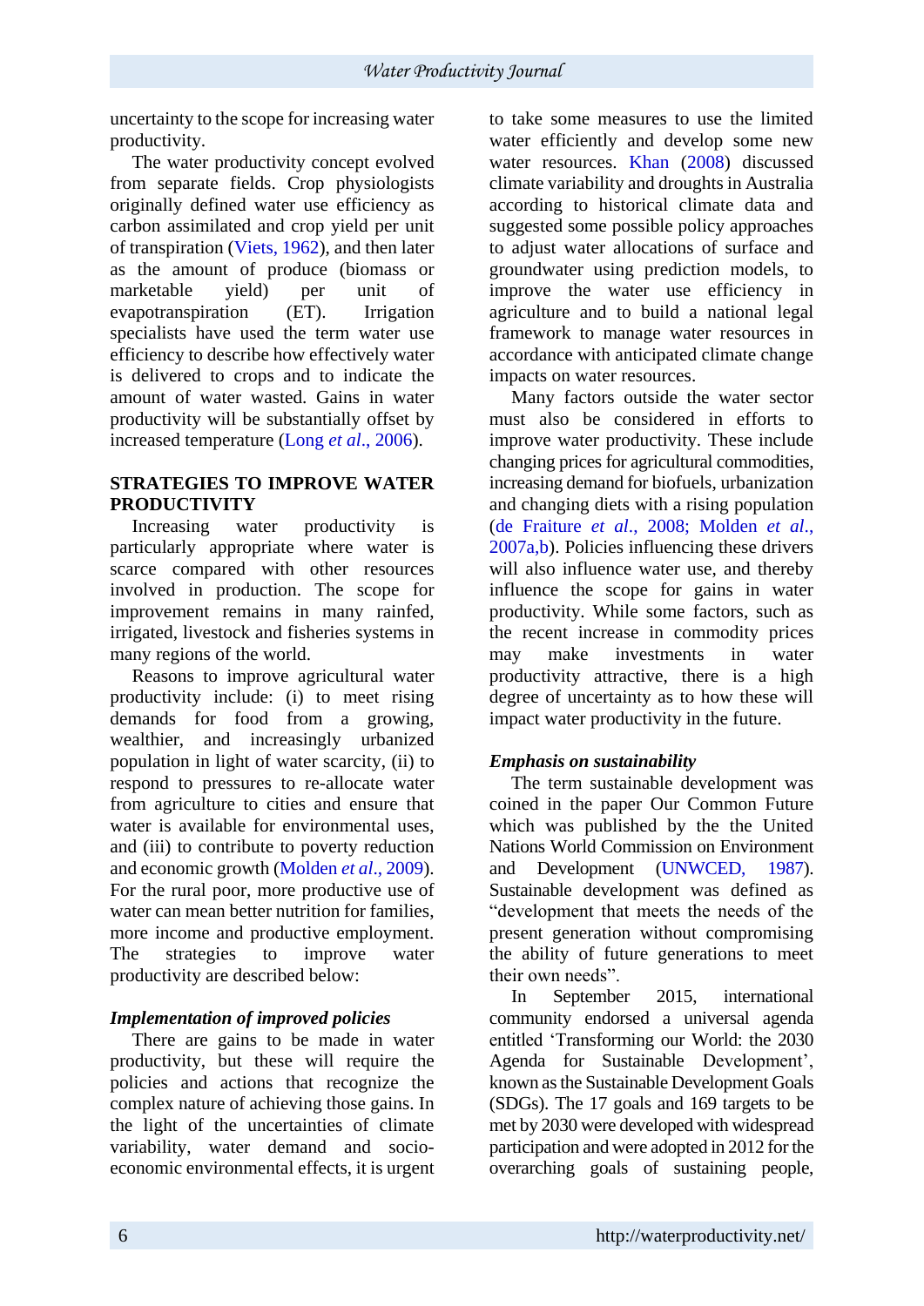uncertainty to the scope for increasing water productivity.

The water productivity concept evolved from separate fields. Crop physiologists originally defined water use efficiency as carbon assimilated and crop yield per unit of transpiration (Viets, 1962), and then later as the amount of produce (biomass or marketable yield) per unit of evapotranspiration (ET). Irrigation specialists have used the term water use efficiency to describe how effectively water is delivered to crops and to indicate the amount of water wasted. Gains in water productivity will be substantially offset by increased temperature (Long *et al*., 2006).

## STRATEGIES TO IMPROVE WATER PRODUCTIVITY

Increasing water productivity is particularly appropriate where water is scarce compared with other resources involved in production. The scope for improvement remains in many rainfed, irrigated, livestock and fisheries systems in many regions of the world.

Reasons to improve agricultural water productivity include: (i) to meet rising demands for food from a growing, wealthier, and increasingly urbanized population in light of water scarcity, (ii) to respond to pressures to re-allocate water from agriculture to cities and ensure that water is available for environmental uses, and (iii) to contribute to poverty reduction and economic growth (Molden *et al*., 2009). For the rural poor, more productive use of water can mean better nutrition for families, more income and productive employment. The strategies to improve water productivity are described below:

### *Implementation of improved policies*

There are gains to be made in water productivity, but these will require the policies and actions that recognize the complex nature of achieving those gains. In the light of the uncertainties of climate variability, water demand and socio-economic environmental effects, it is urgent to take some measures to use the limited water efficiently and develop some new water resources. Khan (2008) discussed climate variability and droughts in Australia according to historical climate data and suggested some possible policy approaches to adjust water allocations of surface and groundwater using prediction models, to improve the water use efficiency in agriculture and to build a national legal framework to manage water resources in accordance with anticipated climate change impacts on water resources.

Many factors outside the water sector must also be considered in efforts to improve water productivity. These include changing prices for agricultural commodities, increasing demand for biofuels, urbanization and changing diets with a rising population (de Fraiture *et al*., 2008; Molden *et al*., 2007a,b). Policies influencing these drivers will also influence water use, and thereby influence the scope for gains in water productivity. While some factors, such as the recent increase in commodity prices may make investments in water productivity attractive, there is a high degree of uncertainty as to how these will impact water productivity in the future.

### *Emphasis on sustainability*

The term sustainable development was coined in the paper Our Common Future which was published by the the United Nations World Commission on Environment and Development (UNWCED, 1987). Sustainable development was defined as "development that meets the needs of the present generation without compromising the ability of future generations to meet their own needs".

In September 2015, international community endorsed a universal agenda entitled 'Transforming our World: the 2030 Agenda for Sustainable Development', known as the Sustainable Development Goals (SDGs). The 17 goals and 169 targets to be met by 2030 were developed with widespread participation and were adopted in 2012 for the overarching goals of sustaining people,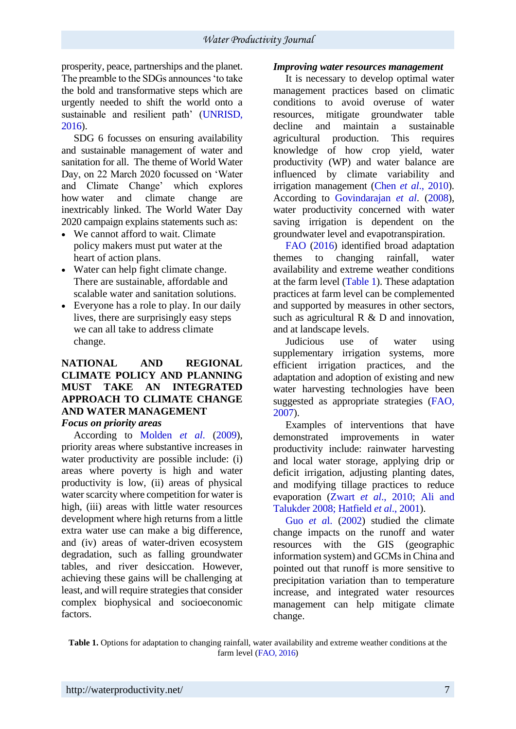prosperity, peace, partnerships and the planet. The preamble to the SDGs announces 'to take the bold and transformative steps which are urgently needed to shift the world onto a sustainable and resilient path' (UNRISD, 2016).

SDG 6 focusses on ensuring availability and sustainable management of water and sanitation for all. The theme of World Water Day, on 22 March 2020 focussed on 'Water and Climate Change' which explores how water and climate change are inextricably linked. The World Water Day 2020 campaign explains statements such as:

- We cannot afford to wait. Climate policy makers must put water at the heart of action plans.
- Water can help fight climate change. There are sustainable, affordable and scalable water and sanitation solutions.
- Everyone has a role to play. In our daily lives, there are surprisingly easy steps we can all take to address climate change.

## NATIONAL AND REGIONAL CLIMATE POLICY AND PLANNING MUST TAKE AN INTEGRATED APPROACH TO CLIMATE CHANGE AND WATER MANAGEMENT

### *Focus on priority areas*

According to Molden *et al.* (2009), priority areas where substantive increases in water productivity are possible include: (i) areas where poverty is high and water productivity is low, (ii) areas of physical water scarcity where competition for water is high, (iii) areas with little water resources development where high returns from a little extra water use can make a big difference, and (iv) areas of water-driven ecosystem degradation, such as falling groundwater tables, and river desiccation. However, achieving these gains will be challenging at least, and will require strategies that consider complex biophysical and socioeconomic factors.

### *Improving water resources management*

It is necessary to develop optimal water management practices based on climatic conditions to avoid overuse of water resources, mitigate groundwater table decline and maintain a sustainable agricultural production. This requires knowledge of how crop yield, water productivity (WP) and water balance are influenced by climate variability and irrigation management (Chen *et al.*, 2010). According to Govindarajan *et al.* (2008), water productivity concerned with water saving irrigation is dependent on the groundwater level and evapotranspiration.

FAO (2016) identified broad adaptation themes to changing rainfall, water availability and extreme weather conditions at the farm level (Table 1). These adaptation practices at farm level can be complemented and supported by measures in other sectors, such as agricultural R & D and innovation, and at landscape levels.

Judicious use of water using supplementary irrigation systems, more efficient irrigation practices, and the adaptation and adoption of existing and new water harvesting technologies have been suggested as appropriate strategies (FAO, 2007).

Examples of interventions that have demonstrated improvements in water productivity include: rainwater harvesting and local water storage, applying drip or deficit irrigation, adjusting planting dates, and modifying tillage practices to reduce evaporation (Zwart *et al.*, 2010; Ali and Talukder 2008; Hatfield *et al.*, 2001).

Guo *et al.* (2002) studied the climate change impacts on the runoff and water resources with the GIS (geographic information system) and GCMs in China and pointed out that runoff is more sensitive to precipitation variation than to temperature increase, and integrated water resources management can help mitigate climate change.

**Table 1.** Options for adaptation to changing rainfall, water availability and extreme weather conditions at the farm level (FAO, 2016)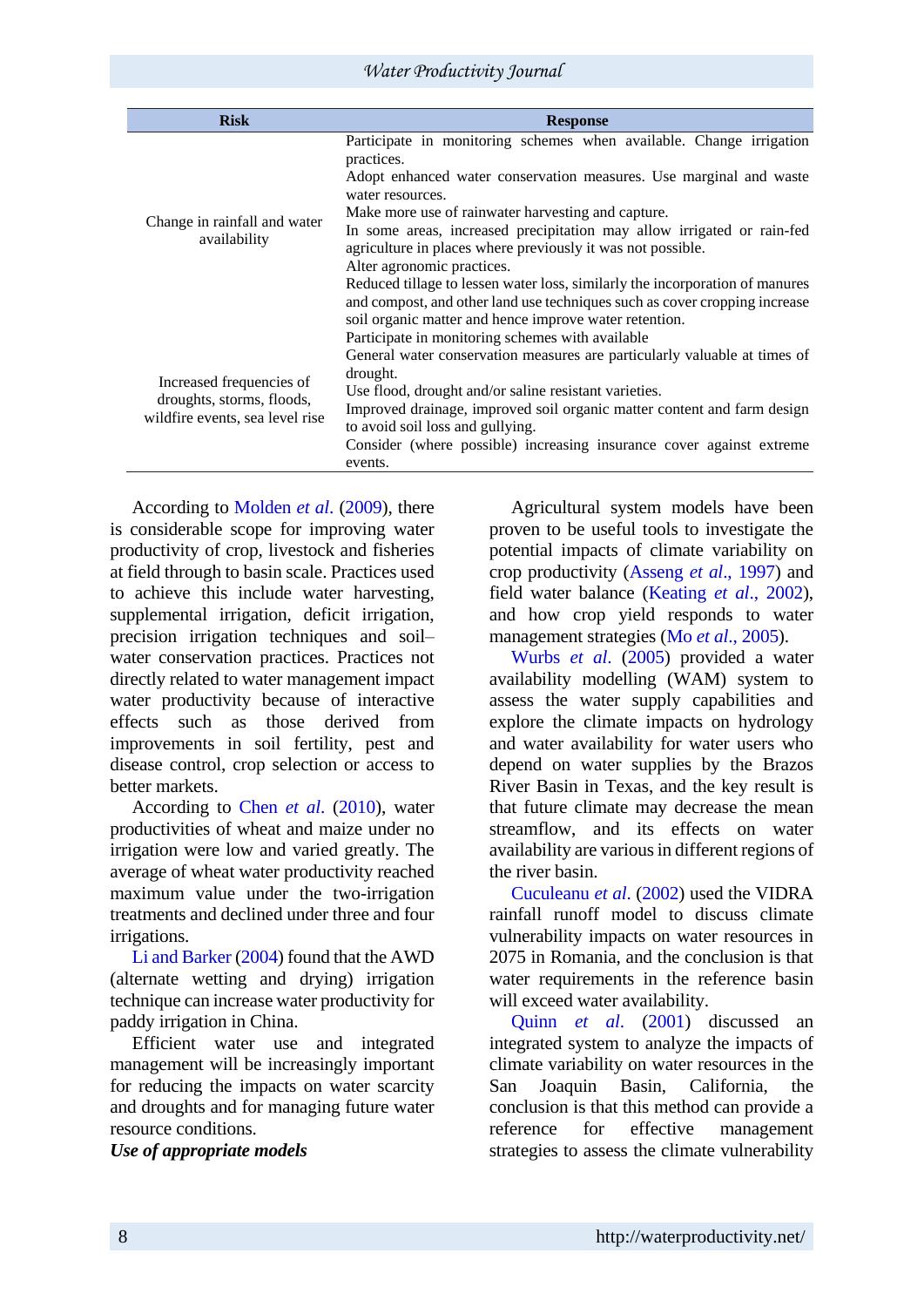| Risk | Response |
|---|---|
| Change in rainfall and water availability | Participate in monitoring schemes when available. Change irrigation practices.<br>Adopt enhanced water conservation measures. Use marginal and waste water resources.<br>Make more use of rainwater harvesting and capture.<br>In some areas, increased precipitation may allow irrigated or rain-fed agriculture in places where previously it was not possible.<br>Alter agronomic practices.<br>Reduced tillage to lessen water loss, similarly the incorporation of manures and compost, and other land use techniques such as cover cropping increase soil organic matter and hence improve water retention. |
| Increased frequencies of droughts, storms, floods, wildfire events, sea level rise | Participate in monitoring schemes with available<br>General water conservation measures are particularly valuable at times of drought.<br>Use flood, drought and/or saline resistant varieties.<br>Improved drainage, improved soil organic matter content and farm design to avoid soil loss and gullying.<br>Consider (where possible) increasing insurance cover against extreme events. |

According to Molden *et al.* (2009), there is considerable scope for improving water productivity of crop, livestock and fisheries at field through to basin scale. Practices used to achieve this include water harvesting, supplemental irrigation, deficit irrigation, precision irrigation techniques and soil–water conservation practices. Practices not directly related to water management impact water productivity because of interactive effects such as those derived from improvements in soil fertility, pest and disease control, crop selection or access to better markets.

According to Chen *et al.* (2010), water productivities of wheat and maize under no irrigation were low and varied greatly. The average of wheat water productivity reached maximum value under the two-irrigation treatments and declined under three and four irrigations.

Li and Barker (2004) found that the AWD (alternate wetting and drying) irrigation technique can increase water productivity for paddy irrigation in China.

Efficient water use and integrated management will be increasingly important for reducing the impacts on water scarcity and droughts and for managing future water resource conditions.

***Use of appropriate models***

Agricultural system models have been proven to be useful tools to investigate the potential impacts of climate variability on crop productivity (Asseng *et al*., 1997) and field water balance (Keating *et al*., 2002), and how crop yield responds to water management strategies (Mo *et al*., 2005).

Wurbs *et al*. (2005) provided a water availability modelling (WAM) system to assess the water supply capabilities and explore the climate impacts on hydrology and water availability for water users who depend on water supplies by the Brazos River Basin in Texas, and the key result is that future climate may decrease the mean streamflow, and its effects on water availability are various in different regions of the river basin.

Cuculeanu *et al*. (2002) used the VIDRA rainfall runoff model to discuss climate vulnerability impacts on water resources in 2075 in Romania, and the conclusion is that water requirements in the reference basin will exceed water availability.

Quinn *et al*. (2001) discussed an integrated system to analyze the impacts of climate variability on water resources in the San Joaquin Basin, California, the conclusion is that this method can provide a reference for effective management strategies to assess the climate vulnerability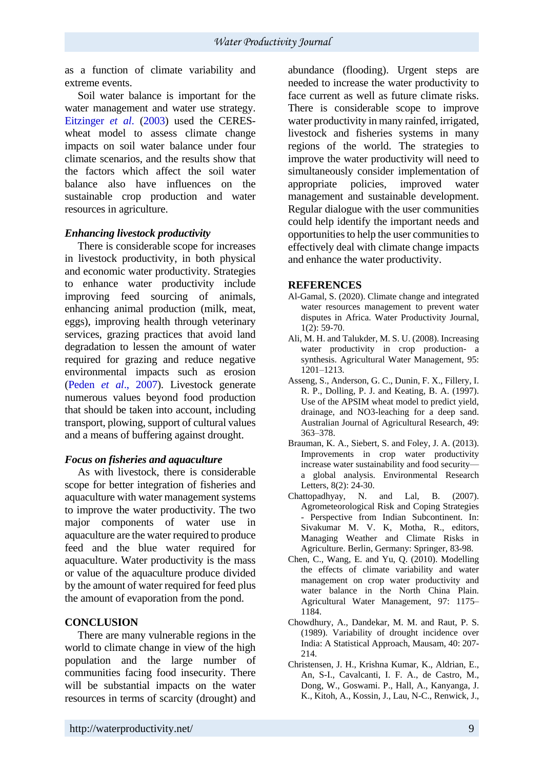as a function of climate variability and extreme events.

Soil water balance is important for the water management and water use strategy. Eitzinger *et al*. (2003) used the CERES-wheat model to assess climate change impacts on soil water balance under four climate scenarios, and the results show that the factors which affect the soil water balance also have influences on the sustainable crop production and water resources in agriculture.

### *Enhancing livestock productivity*

There is considerable scope for increases in livestock productivity, in both physical and economic water productivity. Strategies to enhance water productivity include improving feed sourcing of animals, enhancing animal production (milk, meat, eggs), improving health through veterinary services, grazing practices that avoid land degradation to lessen the amount of water required for grazing and reduce negative environmental impacts such as erosion (Peden *et al*., 2007). Livestock generate numerous values beyond food production that should be taken into account, including transport, plowing, support of cultural values and a means of buffering against drought.

### *Focus on fisheries and aquaculture*

As with livestock, there is considerable scope for better integration of fisheries and aquaculture with water management systems to improve the water productivity. The two major components of water use in aquaculture are the water required to produce feed and the blue water required for aquaculture. Water productivity is the mass or value of the aquaculture produce divided by the amount of water required for feed plus the amount of evaporation from the pond.

## CONCLUSION

There are many vulnerable regions in the world to climate change in view of the high population and the large number of communities facing food insecurity. There will be substantial impacts on the water resources in terms of scarcity (drought) and abundance (flooding). Urgent steps are needed to increase the water productivity to face current as well as future climate risks. There is considerable scope to improve water productivity in many rainfed, irrigated, livestock and fisheries systems in many regions of the world. The strategies to improve the water productivity will need to simultaneously consider implementation of appropriate policies, improved water management and sustainable development. Regular dialogue with the user communities could help identify the important needs and opportunities to help the user communities to effectively deal with climate change impacts and enhance the water productivity.

## REFERENCES

Al-Gamal, S. (2020). Climate change and integrated water resources management to prevent water disputes in Africa. Water Productivity Journal, 1(2): 59-70.

Ali, M. H. and Talukder, M. S. U. (2008). Increasing water productivity in crop production- a synthesis. Agricultural Water Management, 95: 1201–1213.

Asseng, S., Anderson, G. C., Dunin, F. X., Fillery, I. R. P., Dolling, P. J. and Keating, B. A. (1997). Use of the APSIM wheat model to predict yield, drainage, and NO3-leaching for a deep sand. Australian Journal of Agricultural Research, 49: 363–378.

Brauman, K. A., Siebert, S. and Foley, J. A. (2013). Improvements in crop water productivity increase water sustainability and food security—a global analysis. Environmental Research Letters, 8(2): 24-30.

Chattopadhyay, N. and Lal, B. (2007). Agrometeorological Risk and Coping Strategies - Perspective from Indian Subcontinent. In: Sivakumar M. V. K, Motha, R., editors, Managing Weather and Climate Risks in Agriculture. Berlin, Germany: Springer, 83-98.

Chen, C., Wang, E. and Yu, Q. (2010). Modelling the effects of climate variability and water management on crop water productivity and water balance in the North China Plain. Agricultural Water Management, 97: 1175–1184.

Chowdhury, A., Dandekar, M. M. and Raut, P. S. (1989). Variability of drought incidence over India: A Statistical Approach, Mausam, 40: 207-214.

Christensen, J. H., Krishna Kumar, K., Aldrian, E., An, S-I., Cavalcanti, I. F. A., de Castro, M., Dong, W., Goswami. P., Hall, A., Kanyanga, J. K., Kitoh, A., Kossin, J., Lau, N-C., Renwick, J.,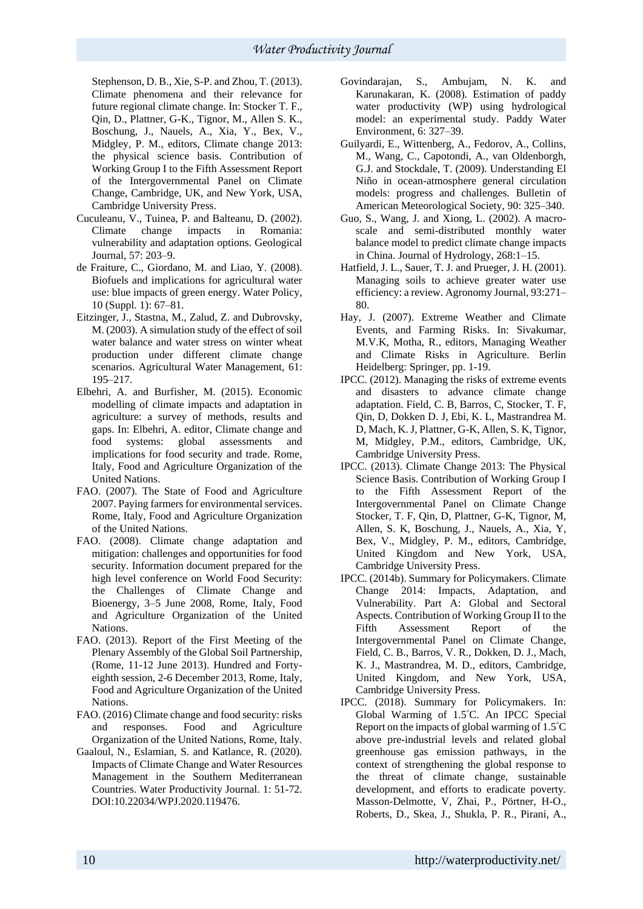Stephenson, D. B., Xie, S-P. and Zhou, T. (2013). Climate phenomena and their relevance for future regional climate change. In: Stocker T. F., Qin, D., Plattner, G-K., Tignor, M., Allen S. K., Boschung, J., Nauels, A., Xia, Y., Bex, V., Midgley, P. M., editors, Climate change 2013: the physical science basis. Contribution of Working Group I to the Fifth Assessment Report of the Intergovernmental Panel on Climate Change, Cambridge, UK, and New York, USA, Cambridge University Press.

Cuculeanu, V., Tuinea, P. and Balteanu, D. (2002). Climate change impacts in Romania: vulnerability and adaptation options. Geological Journal, 57: 203–9.

de Fraiture, C., Giordano, M. and Liao, Y. (2008). Biofuels and implications for agricultural water use: blue impacts of green energy. Water Policy, 10 (Suppl. 1): 67–81.

Eitzinger, J., Stastna, M., Zalud, Z. and Dubrovsky, M. (2003). A simulation study of the effect of soil water balance and water stress on winter wheat production under different climate change scenarios. Agricultural Water Management, 61: 195–217.

Elbehri, A. and Burfisher, M. (2015). Economic modelling of climate impacts and adaptation in agriculture: a survey of methods, results and gaps. In: Elbehri, A. editor, Climate change and food systems: global assessments and implications for food security and trade. Rome, Italy, Food and Agriculture Organization of the United Nations.

FAO. (2007). The State of Food and Agriculture 2007. Paying farmers for environmental services. Rome, Italy, Food and Agriculture Organization of the United Nations.

FAO. (2008). Climate change adaptation and mitigation: challenges and opportunities for food security. Information document prepared for the high level conference on World Food Security: the Challenges of Climate Change and Bioenergy, 3–5 June 2008, Rome, Italy, Food and Agriculture Organization of the United Nations.

FAO. (2013). Report of the First Meeting of the Plenary Assembly of the Global Soil Partnership, (Rome, 11-12 June 2013). Hundred and Forty-eighth session, 2-6 December 2013, Rome, Italy, Food and Agriculture Organization of the United Nations.

FAO. (2016) Climate change and food security: risks and responses. Food and Agriculture Organization of the United Nations, Rome, Italy.

Gaaloul, N., Eslamian, S. and Katlance, R. (2020). Impacts of Climate Change and Water Resources Management in the Southern Mediterranean Countries. Water Productivity Journal. 1: 51-72. DOI:10.22034/WPJ.2020.119476.

Govindarajan, S., Ambujam, N. K. and Karunakaran, K. (2008). Estimation of paddy water productivity (WP) using hydrological model: an experimental study. Paddy Water Environment, 6: 327–39.

Guilyardi, E., Wittenberg, A., Fedorov, A., Collins, M., Wang, C., Capotondi, A., van Oldenborgh, G.J. and Stockdale, T. (2009). Understanding El Niño in ocean-atmosphere general circulation models: progress and challenges. Bulletin of American Meteorological Society, 90: 325–340.

Guo, S., Wang, J. and Xiong, L. (2002). A macro-scale and semi-distributed monthly water balance model to predict climate change impacts in China. Journal of Hydrology, 268:1–15.

Hatfield, J. L., Sauer, T. J. and Prueger, J. H. (2001). Managing soils to achieve greater water use efficiency: a review. Agronomy Journal, 93:271–80.

Hay, J. (2007). Extreme Weather and Climate Events, and Farming Risks. In: Sivakumar, M.V.K, Motha, R., editors, Managing Weather and Climate Risks in Agriculture. Berlin Heidelberg: Springer, pp. 1-19.

IPCC. (2012). Managing the risks of extreme events and disasters to advance climate change adaptation. Field, C. B, Barros, C, Stocker, T. F, Qin, D, Dokken D. J, Ebi, K. L, Mastrandrea M. D, Mach, K. J, Plattner, G-K, Allen, S. K, Tignor, M, Midgley, P.M., editors, Cambridge, UK, Cambridge University Press.

IPCC. (2013). Climate Change 2013: The Physical Science Basis. Contribution of Working Group I to the Fifth Assessment Report of the Intergovernmental Panel on Climate Change Stocker, T. F, Qin, D, Plattner, G-K, Tignor, M, Allen, S. K, Boschung, J., Nauels, A., Xia, Y, Bex, V., Midgley, P. M., editors, Cambridge, United Kingdom and New York, USA, Cambridge University Press.

IPCC. (2014b). Summary for Policymakers. Climate Change 2014: Impacts, Adaptation, and Vulnerability. Part A: Global and Sectoral Aspects. Contribution of Working Group II to the Fifth Assessment Report of the Intergovernmental Panel on Climate Change, Field, C. B., Barros, V. R., Dokken, D. J., Mach, K. J., Mastrandrea, M. D., editors, Cambridge, United Kingdom, and New York, USA, Cambridge University Press.

IPCC. (2018). Summary for Policymakers. In: Global Warming of 1.5˚C. An IPCC Special Report on the impacts of global warming of 1.5˚C above pre-industrial levels and related global greenhouse gas emission pathways, in the context of strengthening the global response to the threat of climate change, sustainable development, and efforts to eradicate poverty. Masson-Delmotte, V, Zhai, P., Pörtner, H-O., Roberts, D., Skea, J., Shukla, P. R., Pirani, A.,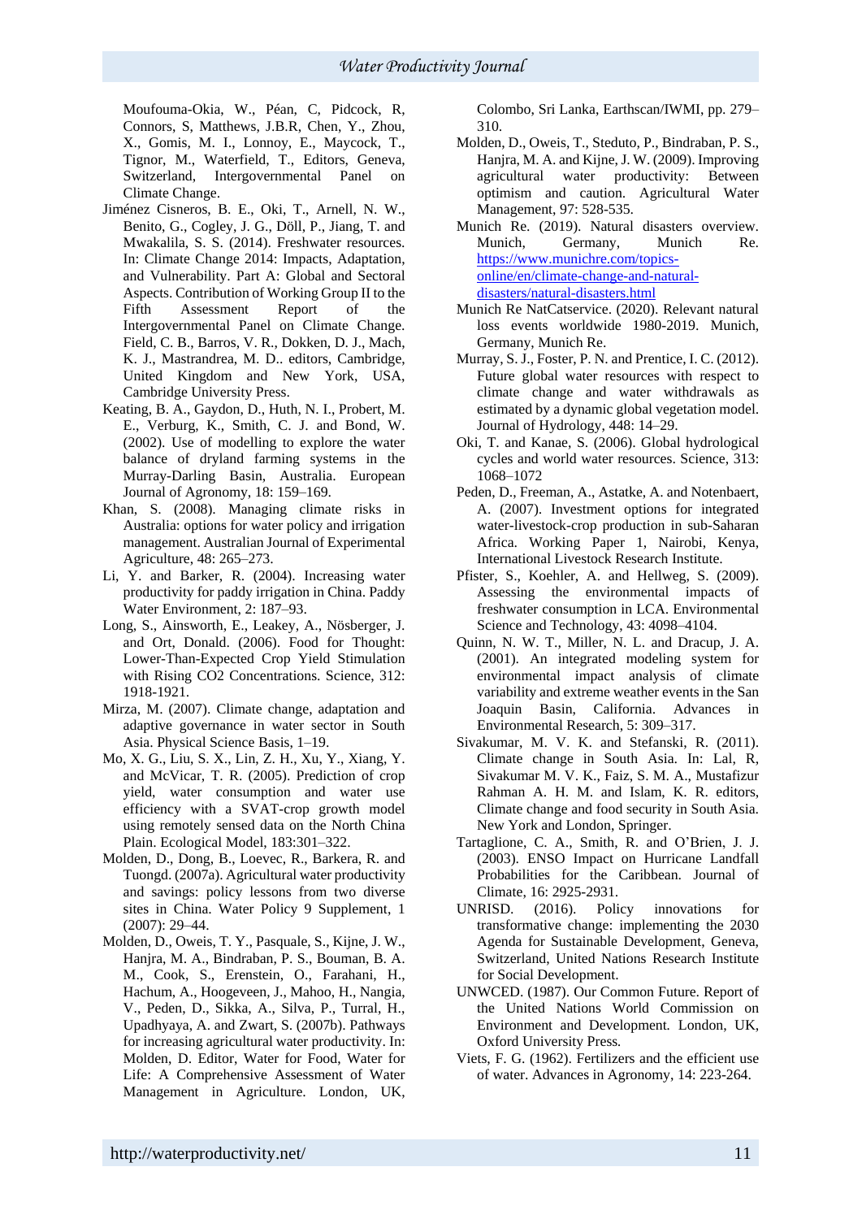Moufouma-Okia, W., Péan, C, Pidcock, R, Connors, S, Matthews, J.B.R, Chen, Y., Zhou, X., Gomis, M. I., Lonnoy, E., Maycock, T., Tignor, M., Waterfield, T., Editors, Geneva, Switzerland, Intergovernmental Panel on Climate Change.

Jiménez Cisneros, B. E., Oki, T., Arnell, N. W., Benito, G., Cogley, J. G., Döll, P., Jiang, T. and Mwakalila, S. S. (2014). Freshwater resources. In: Climate Change 2014: Impacts, Adaptation, and Vulnerability. Part A: Global and Sectoral Aspects. Contribution of Working Group II to the Fifth Assessment Report of the Intergovernmental Panel on Climate Change. Field, C. B., Barros, V. R., Dokken, D. J., Mach, K. J., Mastrandrea, M. D.. editors, Cambridge, United Kingdom and New York, USA, Cambridge University Press.

Keating, B. A., Gaydon, D., Huth, N. I., Probert, M. E., Verburg, K., Smith, C. J. and Bond, W. (2002). Use of modelling to explore the water balance of dryland farming systems in the Murray-Darling Basin, Australia. European Journal of Agronomy, 18: 159–169.

Khan, S. (2008). Managing climate risks in Australia: options for water policy and irrigation management. Australian Journal of Experimental Agriculture, 48: 265–273.

Li, Y. and Barker, R. (2004). Increasing water productivity for paddy irrigation in China. Paddy Water Environment, 2: 187–93.

Long, S., Ainsworth, E., Leakey, A., Nösberger, J. and Ort, Donald. (2006). Food for Thought: Lower-Than-Expected Crop Yield Stimulation with Rising CO2 Concentrations. Science, 312: 1918-1921.

Mirza, M. (2007). Climate change, adaptation and adaptive governance in water sector in South Asia. Physical Science Basis, 1–19.

Mo, X. G., Liu, S. X., Lin, Z. H., Xu, Y., Xiang, Y. and McVicar, T. R. (2005). Prediction of crop yield, water consumption and water use efficiency with a SVAT-crop growth model using remotely sensed data on the North China Plain. Ecological Model, 183:301–322.

Molden, D., Dong, B., Loevec, R., Barkera, R. and Tuongd. (2007a). Agricultural water productivity and savings: policy lessons from two diverse sites in China. Water Policy 9 Supplement, 1 (2007): 29–44.

Molden, D., Oweis, T. Y., Pasquale, S., Kijne, J. W., Hanjra, M. A., Bindraban, P. S., Bouman, B. A. M., Cook, S., Erenstein, O., Farahani, H., Hachum, A., Hoogeveen, J., Mahoo, H., Nangia, V., Peden, D., Sikka, A., Silva, P., Turral, H., Upadhyaya, A. and Zwart, S. (2007b). Pathways for increasing agricultural water productivity. In: Molden, D. Editor, Water for Food, Water for Life: A Comprehensive Assessment of Water Management in Agriculture. London, UK, Colombo, Sri Lanka, Earthscan/IWMI, pp. 279–310.

Molden, D., Oweis, T., Steduto, P., Bindraban, P. S., Hanjra, M. A. and Kijne, J. W. (2009). Improving agricultural water productivity: Between optimism and caution. Agricultural Water Management, 97: 528-535.

Munich Re. (2019). Natural disasters overview. Munich, Germany, Munich Re. https://www.munichre.com/topics-online/en/climate-change-and-natural-disasters/natural-disasters.html

Munich Re NatCatservice. (2020). Relevant natural loss events worldwide 1980-2019. Munich, Germany, Munich Re.

Murray, S. J., Foster, P. N. and Prentice, I. C. (2012). Future global water resources with respect to climate change and water withdrawals as estimated by a dynamic global vegetation model. Journal of Hydrology, 448: 14–29.

Oki, T. and Kanae, S. (2006). Global hydrological cycles and world water resources. Science, 313: 1068–1072

Peden, D., Freeman, A., Astatke, A. and Notenbaert, A. (2007). Investment options for integrated water-livestock-crop production in sub-Saharan Africa. Working Paper 1, Nairobi, Kenya, International Livestock Research Institute.

Pfister, S., Koehler, A. and Hellweg, S. (2009). Assessing the environmental impacts of freshwater consumption in LCA. Environmental Science and Technology, 43: 4098–4104.

Quinn, N. W. T., Miller, N. L. and Dracup, J. A. (2001). An integrated modeling system for environmental impact analysis of climate variability and extreme weather events in the San Joaquin Basin, California. Advances in Environmental Research, 5: 309–317.

Sivakumar, M. V. K. and Stefanski, R. (2011). Climate change in South Asia. In: Lal, R, Sivakumar M. V. K., Faiz, S. M. A., Mustafizur Rahman A. H. M. and Islam, K. R. editors, Climate change and food security in South Asia. New York and London, Springer.

Tartaglione, C. A., Smith, R. and O'Brien, J. J. (2003). ENSO Impact on Hurricane Landfall Probabilities for the Caribbean. Journal of Climate, 16: 2925-2931.

UNRISD. (2016). Policy innovations for transformative change: implementing the 2030 Agenda for Sustainable Development, Geneva, Switzerland, United Nations Research Institute for Social Development.

UNWCED. (1987). Our Common Future. Report of the United Nations World Commission on Environment and Development. London, UK, Oxford University Press.

Viets, F. G. (1962). Fertilizers and the efficient use of water. Advances in Agronomy, 14: 223-264.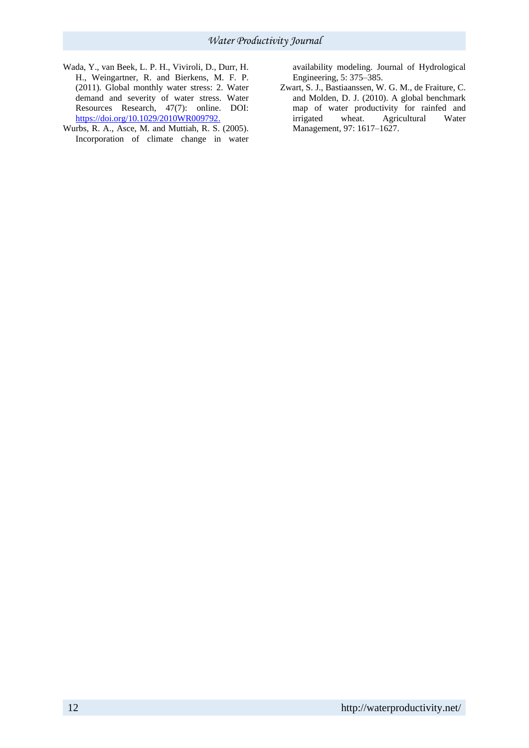Wada, Y., van Beek, L. P. H., Viviroli, D., Durr, H. H., Weingartner, R. and Bierkens, M. F. P. (2011). Global monthly water stress: 2. Water demand and severity of water stress. Water Resources Research, 47(7): online. DOI: https://doi.org/10.1029/2010WR009792.

Wurbs, R. A., Asce, M. and Muttiah, R. S. (2005). Incorporation of climate change in water availability modeling. Journal of Hydrological Engineering, 5: 375–385.

Zwart, S. J., Bastiaanssen, W. G. M., de Fraiture, C. and Molden, D. J. (2010). A global benchmark map of water productivity for rainfed and irrigated wheat. Agricultural Water Management, 97: 1617–1627.